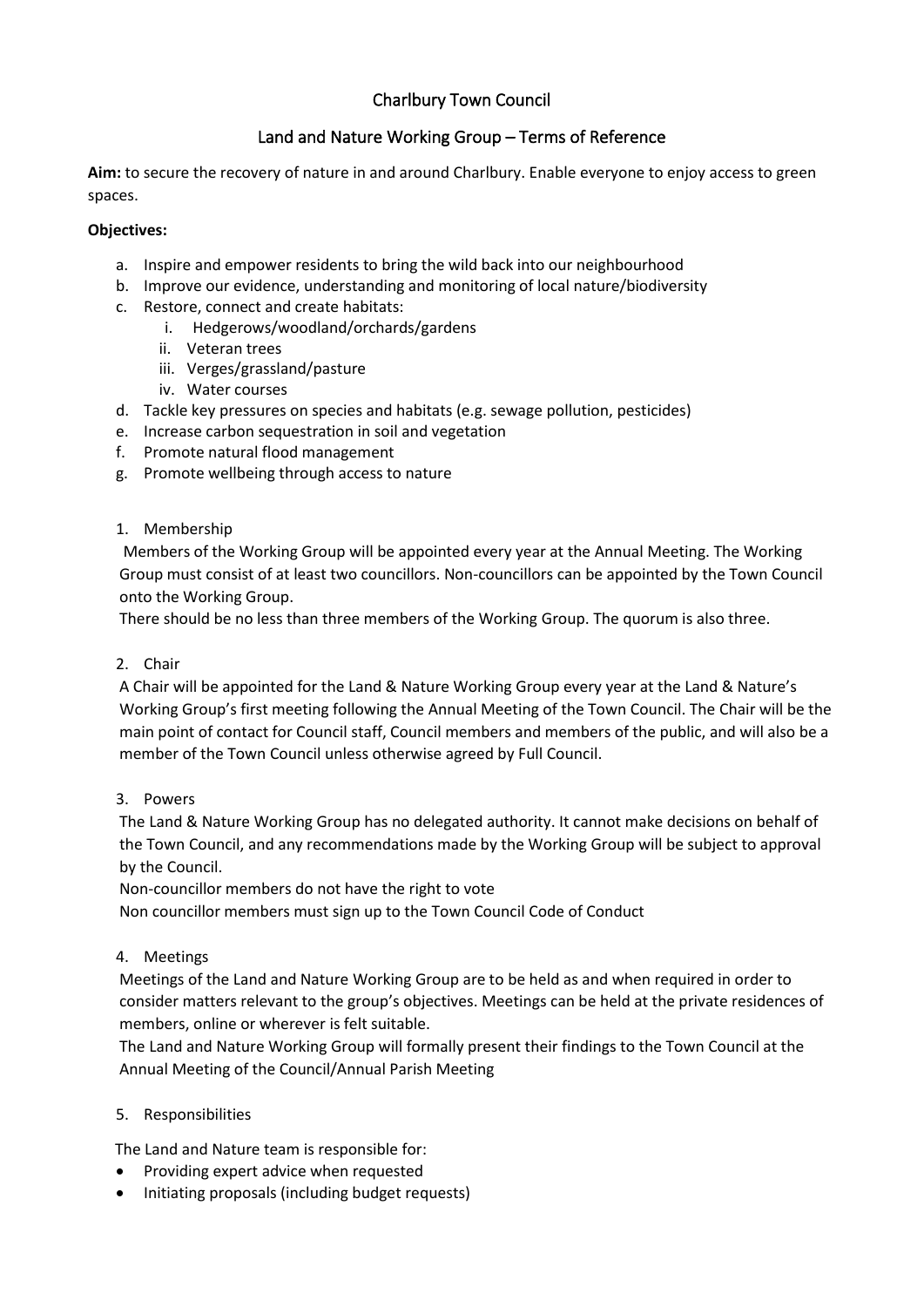# Charlbury Town Council

## Land and Nature Working Group – Terms of Reference

**Aim:** to secure the recovery of nature in and around Charlbury. Enable everyone to enjoy access to green spaces.

**Objectives:**

a. Inspire and empower residents to bring the wild back into our neighbourhood
b. Improve our evidence, understanding and monitoring of local nature/biodiversity
c. Restore, connect and create habitats:
    i. Hedgerows/woodland/orchards/gardens
    ii. Veteran trees
    iii. Verges/grassland/pasture
    iv. Water courses
d. Tackle key pressures on species and habitats (e.g. sewage pollution, pesticides)
e. Increase carbon sequestration in soil and vegetation
f. Promote natural flood management
g. Promote wellbeing through access to nature

1. Membership

   Members of the Working Group will be appointed every year at the Annual Meeting. The Working Group must consist of at least two councillors. Non-councillors can be appointed by the Town Council onto the Working Group.

   There should be no less than three members of the Working Group. The quorum is also three.

2. Chair

   A Chair will be appointed for the Land & Nature Working Group every year at the Land & Nature's Working Group's first meeting following the Annual Meeting of the Town Council. The Chair will be the main point of contact for Council staff, Council members and members of the public, and will also be a member of the Town Council unless otherwise agreed by Full Council.

3. Powers

   The Land & Nature Working Group has no delegated authority. It cannot make decisions on behalf of the Town Council, and any recommendations made by the Working Group will be subject to approval by the Council.

   Non-councillor members do not have the right to vote

   Non councillor members must sign up to the Town Council Code of Conduct

4. Meetings

   Meetings of the Land and Nature Working Group are to be held as and when required in order to consider matters relevant to the group's objectives. Meetings can be held at the private residences of members, online or wherever is felt suitable.

   The Land and Nature Working Group will formally present their findings to the Town Council at the Annual Meeting of the Council/Annual Parish Meeting

5. Responsibilities

   The Land and Nature team is responsible for:

   - Providing expert advice when requested
   - Initiating proposals (including budget requests)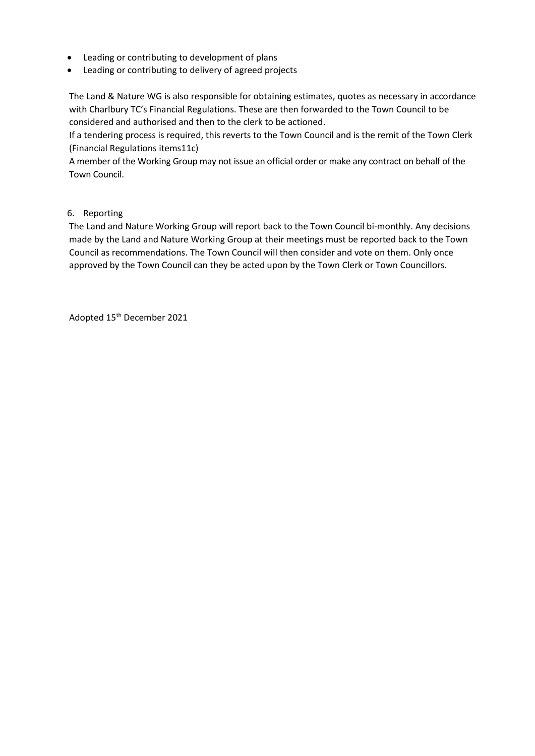- Leading or contributing to development of plans
- Leading or contributing to delivery of agreed projects

The Land & Nature WG is also responsible for obtaining estimates, quotes as necessary in accordance with Charlbury TC's Financial Regulations. These are then forwarded to the Town Council to be considered and authorised and then to the clerk to be actioned.

If a tendering process is required, this reverts to the Town Council and is the remit of the Town Clerk (Financial Regulations items11c)

A member of the Working Group may not issue an official order or make any contract on behalf of the Town Council.

6. Reporting

The Land and Nature Working Group will report back to the Town Council bi-monthly. Any decisions made by the Land and Nature Working Group at their meetings must be reported back to the Town Council as recommendations. The Town Council will then consider and vote on them. Only once approved by the Town Council can they be acted upon by the Town Clerk or Town Councillors.

Adopted 15th December 2021